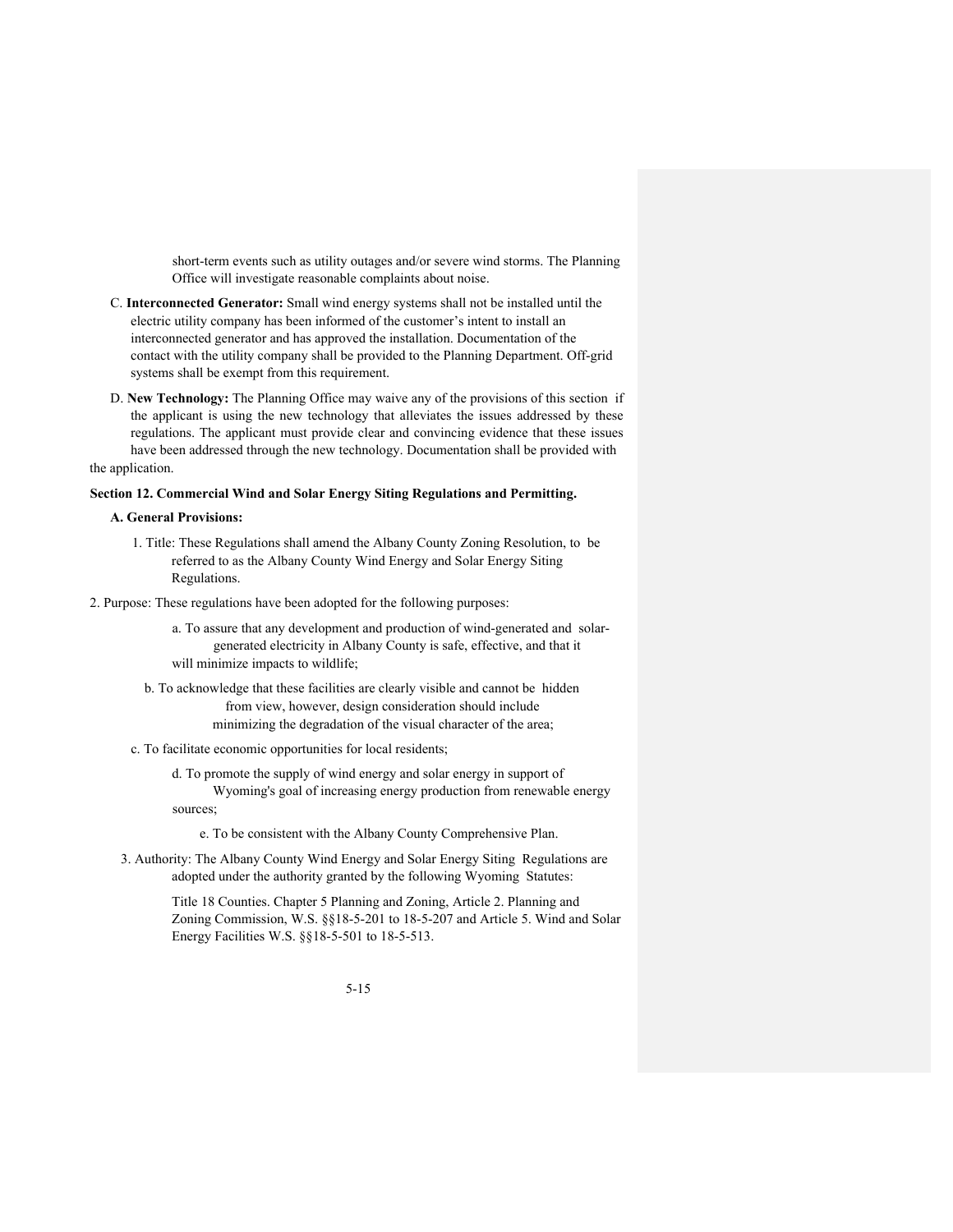short-term events such as utility outages and/or severe wind storms. The Planning Office will investigate reasonable complaints about noise.

C. **Interconnected Generator:** Small wind energy systems shall not be installed until the electric utility company has been informed of the customer's intent to install an interconnected generator and has approved the installation. Documentation of the contact with the utility company shall be provided to the Planning Department. Off-grid systems shall be exempt from this requirement.

D. **New Technology:** The Planning Office may waive any of the provisions of this section if the applicant is using the new technology that alleviates the issues addressed by these regulations. The applicant must provide clear and convincing evidence that these issues have been addressed through the new technology. Documentation shall be provided with the application.

**Section 12. Commercial Wind and Solar Energy Siting Regulations and Permitting.**

**A. General Provisions:**

1. Title: These Regulations shall amend the Albany County Zoning Resolution, to be referred to as the Albany County Wind Energy and Solar Energy Siting Regulations.

2. Purpose: These regulations have been adopted for the following purposes:

   a. To assure that any development and production of wind-generated and solar-generated electricity in Albany County is safe, effective, and that it will minimize impacts to wildlife;

   b. To acknowledge that these facilities are clearly visible and cannot be hidden from view, however, design consideration should include minimizing the degradation of the visual character of the area;

   c. To facilitate economic opportunities for local residents;

   d. To promote the supply of wind energy and solar energy in support of Wyoming's goal of increasing energy production from renewable energy sources;

   e. To be consistent with the Albany County Comprehensive Plan.

3. Authority: The Albany County Wind Energy and Solar Energy Siting Regulations are adopted under the authority granted by the following Wyoming Statutes:

   Title 18 Counties. Chapter 5 Planning and Zoning, Article 2. Planning and Zoning Commission, W.S. §§18-5-201 to 18-5-207 and Article 5. Wind and Solar Energy Facilities W.S. §§18-5-501 to 18-5-513.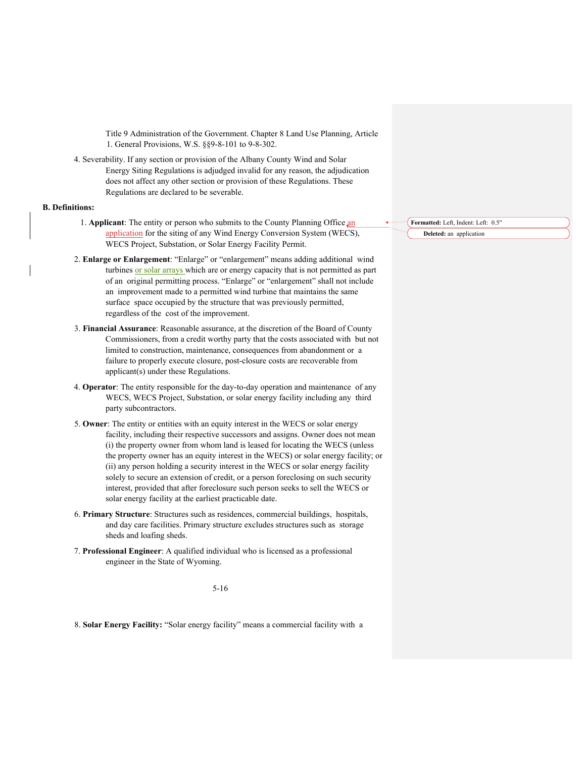Title 9 Administration of the Government. Chapter 8 Land Use Planning, Article 1. General Provisions, W.S. §§9-8-101 to 9-8-302.

4. Severability. If any section or provision of the Albany County Wind and Solar Energy Siting Regulations is adjudged invalid for any reason, the adjudication does not affect any other section or provision of these Regulations. These Regulations are declared to be severable.

**B. Definitions:**

1. **Applicant**: The entity or person who submits to the County Planning Office an application for the siting of any Wind Energy Conversion System (WECS), WECS Project, Substation, or Solar Energy Facility Permit.

2. **Enlarge or Enlargement**: "Enlarge" or "enlargement" means adding additional wind turbines or solar arrays which are or energy capacity that is not permitted as part of an original permitting process. "Enlarge" or "enlargement" shall not include an improvement made to a permitted wind turbine that maintains the same surface space occupied by the structure that was previously permitted, regardless of the cost of the improvement.

3. **Financial Assurance**: Reasonable assurance, at the discretion of the Board of County Commissioners, from a credit worthy party that the costs associated with but not limited to construction, maintenance, consequences from abandonment or a failure to properly execute closure, post-closure costs are recoverable from applicant(s) under these Regulations.

4. **Operator**: The entity responsible for the day-to-day operation and maintenance of any WECS, WECS Project, Substation, or solar energy facility including any third party subcontractors.

5. **Owner**: The entity or entities with an equity interest in the WECS or solar energy facility, including their respective successors and assigns. Owner does not mean (i) the property owner from whom land is leased for locating the WECS (unless the property owner has an equity interest in the WECS) or solar energy facility; or (ii) any person holding a security interest in the WECS or solar energy facility solely to secure an extension of credit, or a person foreclosing on such security interest, provided that after foreclosure such person seeks to sell the WECS or solar energy facility at the earliest practicable date.

6. **Primary Structure**: Structures such as residences, commercial buildings, hospitals, and day care facilities. Primary structure excludes structures such as storage sheds and loafing sheds.

7. **Professional Engineer**: A qualified individual who is licensed as a professional engineer in the State of Wyoming.

8. **Solar Energy Facility:** "Solar energy facility" means a commercial facility with a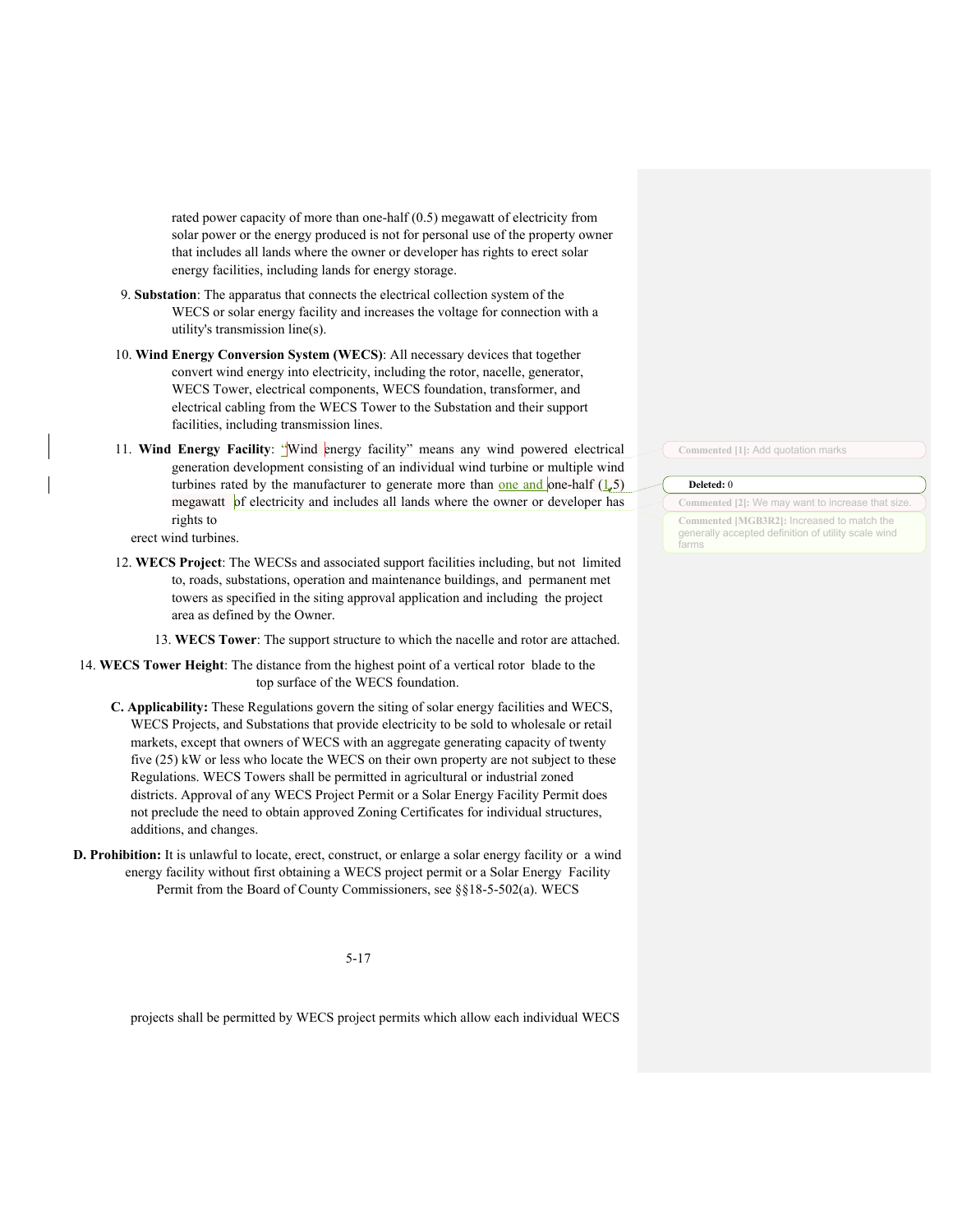rated power capacity of more than one-half (0.5) megawatt of electricity from solar power or the energy produced is not for personal use of the property owner that includes all lands where the owner or developer has rights to erect solar energy facilities, including lands for energy storage.

9. **Substation**: The apparatus that connects the electrical collection system of the WECS or solar energy facility and increases the voltage for connection with a utility's transmission line(s).

10. **Wind Energy Conversion System (WECS)**: All necessary devices that together convert wind energy into electricity, including the rotor, nacelle, generator, WECS Tower, electrical components, WECS foundation, transformer, and electrical cabling from the WECS Tower to the Substation and their support facilities, including transmission lines.

11. **Wind Energy Facility**: "Wind energy facility" means any wind powered electrical generation development consisting of an individual wind turbine or multiple wind turbines rated by the manufacturer to generate more than one and one-half (1.5) megawatt of electricity and includes all lands where the owner or developer has rights to erect wind turbines.

12. **WECS Project**: The WECSs and associated support facilities including, but not limited to, roads, substations, operation and maintenance buildings, and permanent met towers as specified in the siting approval application and including the project area as defined by the Owner.

13. **WECS Tower**: The support structure to which the nacelle and rotor are attached.

14. **WECS Tower Height**: The distance from the highest point of a vertical rotor blade to the top surface of the WECS foundation.

**C. Applicability:** These Regulations govern the siting of solar energy facilities and WECS, WECS Projects, and Substations that provide electricity to be sold to wholesale or retail markets, except that owners of WECS with an aggregate generating capacity of twenty five (25) kW or less who locate the WECS on their own property are not subject to these Regulations. WECS Towers shall be permitted in agricultural or industrial zoned districts. Approval of any WECS Project Permit or a Solar Energy Facility Permit does not preclude the need to obtain approved Zoning Certificates for individual structures, additions, and changes.

**D. Prohibition:** It is unlawful to locate, erect, construct, or enlarge a solar energy facility or a wind energy facility without first obtaining a WECS project permit or a Solar Energy Facility Permit from the Board of County Commissioners, see §§18-5-502(a). WECS projects shall be permitted by WECS project permits which allow each individual WECS

Commented [1]: Add quotation marks

Deleted: 0

Commented [2]: We may want to increase that size.

Commented [MGB3R2]: Increased to match the generally accepted definition of utility scale wind farms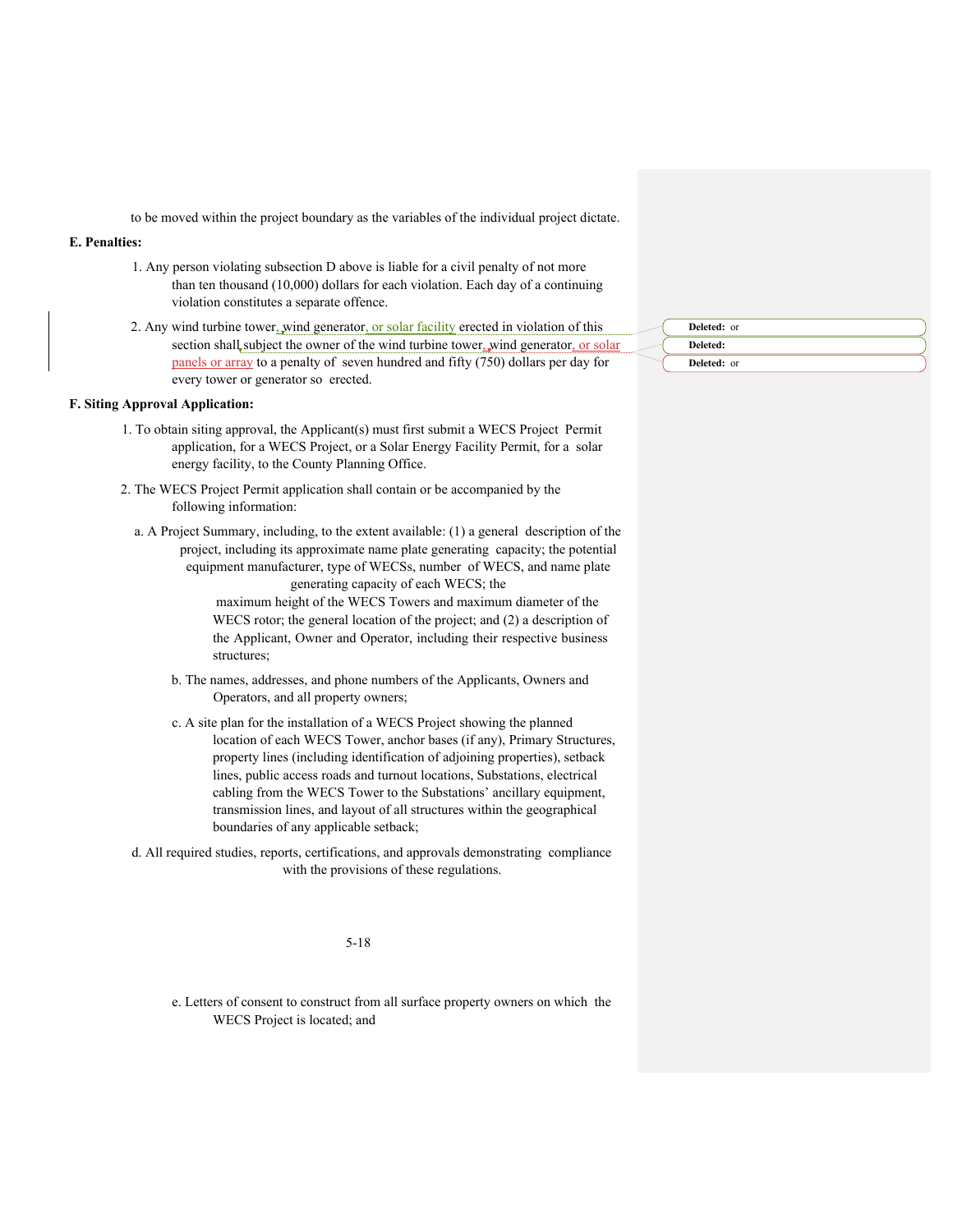to be moved within the project boundary as the variables of the individual project dictate.

**E. Penalties:**

1. Any person violating subsection D above is liable for a civil penalty of not more than ten thousand (10,000) dollars for each violation. Each day of a continuing violation constitutes a separate offence.
2. Any wind turbine tower, wind generator, or solar facility erected in violation of this section shall subject the owner of the wind turbine tower, wind generator, or solar panels or array to a penalty of seven hundred and fifty (750) dollars per day for every tower or generator so erected.

**F. Siting Approval Application:**

1. To obtain siting approval, the Applicant(s) must first submit a WECS Project Permit application, for a WECS Project, or a Solar Energy Facility Permit, for a solar energy facility, to the County Planning Office.
2. The WECS Project Permit application shall contain or be accompanied by the following information:

   a. A Project Summary, including, to the extent available: (1) a general description of the project, including its approximate name plate generating capacity; the potential equipment manufacturer, type of WECSs, number of WECS, and name plate generating capacity of each WECS; the maximum height of the WECS Towers and maximum diameter of the WECS rotor; the general location of the project; and (2) a description of the Applicant, Owner and Operator, including their respective business structures;

   b. The names, addresses, and phone numbers of the Applicants, Owners and Operators, and all property owners;

   c. A site plan for the installation of a WECS Project showing the planned location of each WECS Tower, anchor bases (if any), Primary Structures, property lines (including identification of adjoining properties), setback lines, public access roads and turnout locations, Substations, electrical cabling from the WECS Tower to the Substations' ancillary equipment, transmission lines, and layout of all structures within the geographical boundaries of any applicable setback;

   d. All required studies, reports, certifications, and approvals demonstrating compliance with the provisions of these regulations.

   e. Letters of consent to construct from all surface property owners on which the WECS Project is located; and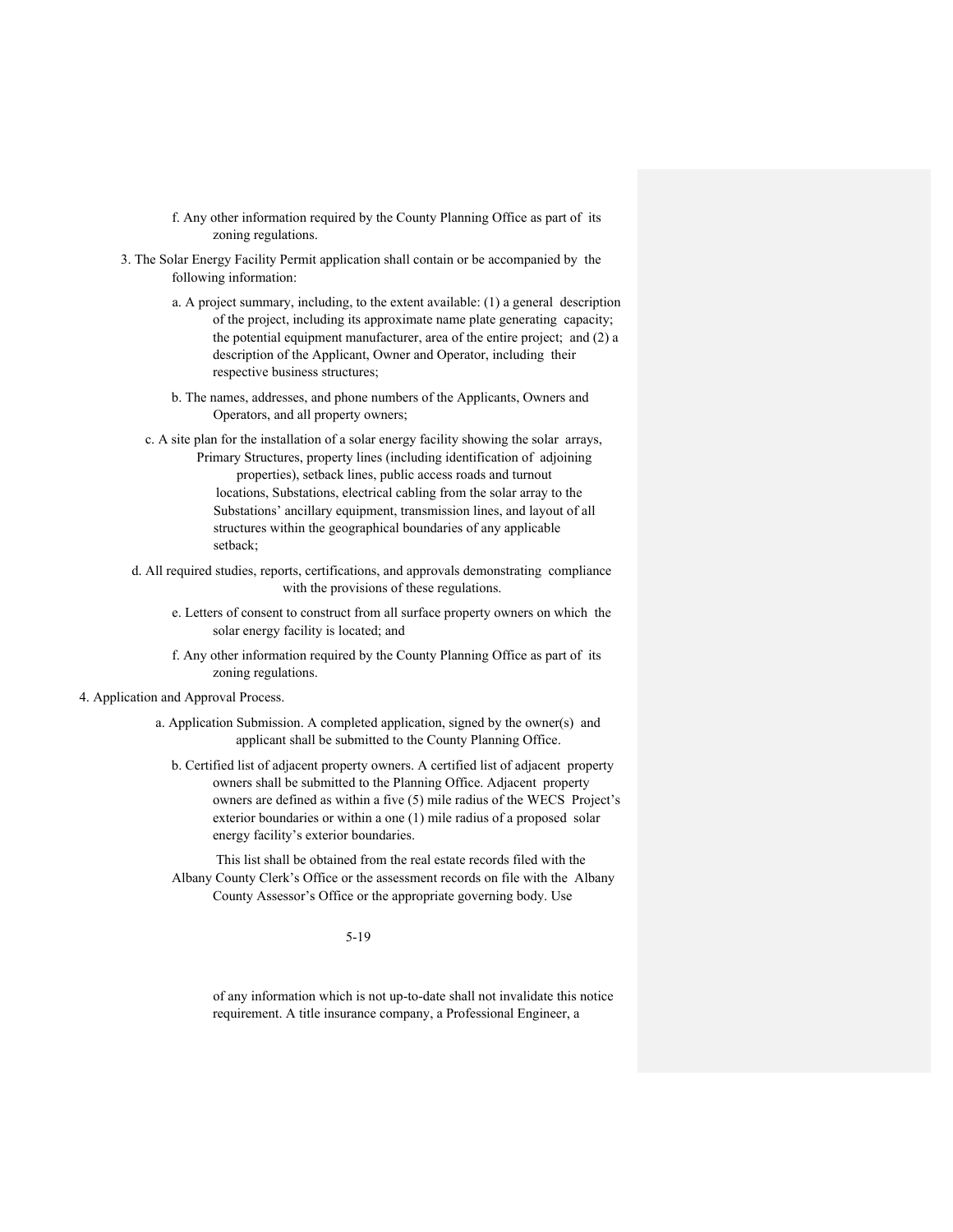f. Any other information required by the County Planning Office as part of its zoning regulations.

3. The Solar Energy Facility Permit application shall contain or be accompanied by the following information:

   a. A project summary, including, to the extent available: (1) a general description of the project, including its approximate name plate generating capacity; the potential equipment manufacturer, area of the entire project; and (2) a description of the Applicant, Owner and Operator, including their respective business structures;

   b. The names, addresses, and phone numbers of the Applicants, Owners and Operators, and all property owners;

   c. A site plan for the installation of a solar energy facility showing the solar arrays, Primary Structures, property lines (including identification of adjoining properties), setback lines, public access roads and turnout locations, Substations, electrical cabling from the solar array to the Substations' ancillary equipment, transmission lines, and layout of all structures within the geographical boundaries of any applicable setback;

   d. All required studies, reports, certifications, and approvals demonstrating compliance with the provisions of these regulations.

   e. Letters of consent to construct from all surface property owners on which the solar energy facility is located; and

   f. Any other information required by the County Planning Office as part of its zoning regulations.

4. Application and Approval Process.

   a. Application Submission. A completed application, signed by the owner(s) and applicant shall be submitted to the County Planning Office.

   b. Certified list of adjacent property owners. A certified list of adjacent property owners shall be submitted to the Planning Office. Adjacent property owners are defined as within a five (5) mile radius of the WECS Project's exterior boundaries or within a one (1) mile radius of a proposed solar energy facility's exterior boundaries.

      This list shall be obtained from the real estate records filed with the Albany County Clerk's Office or the assessment records on file with the Albany County Assessor's Office or the appropriate governing body. Use of any information which is not up-to-date shall not invalidate this notice requirement. A title insurance company, a Professional Engineer, a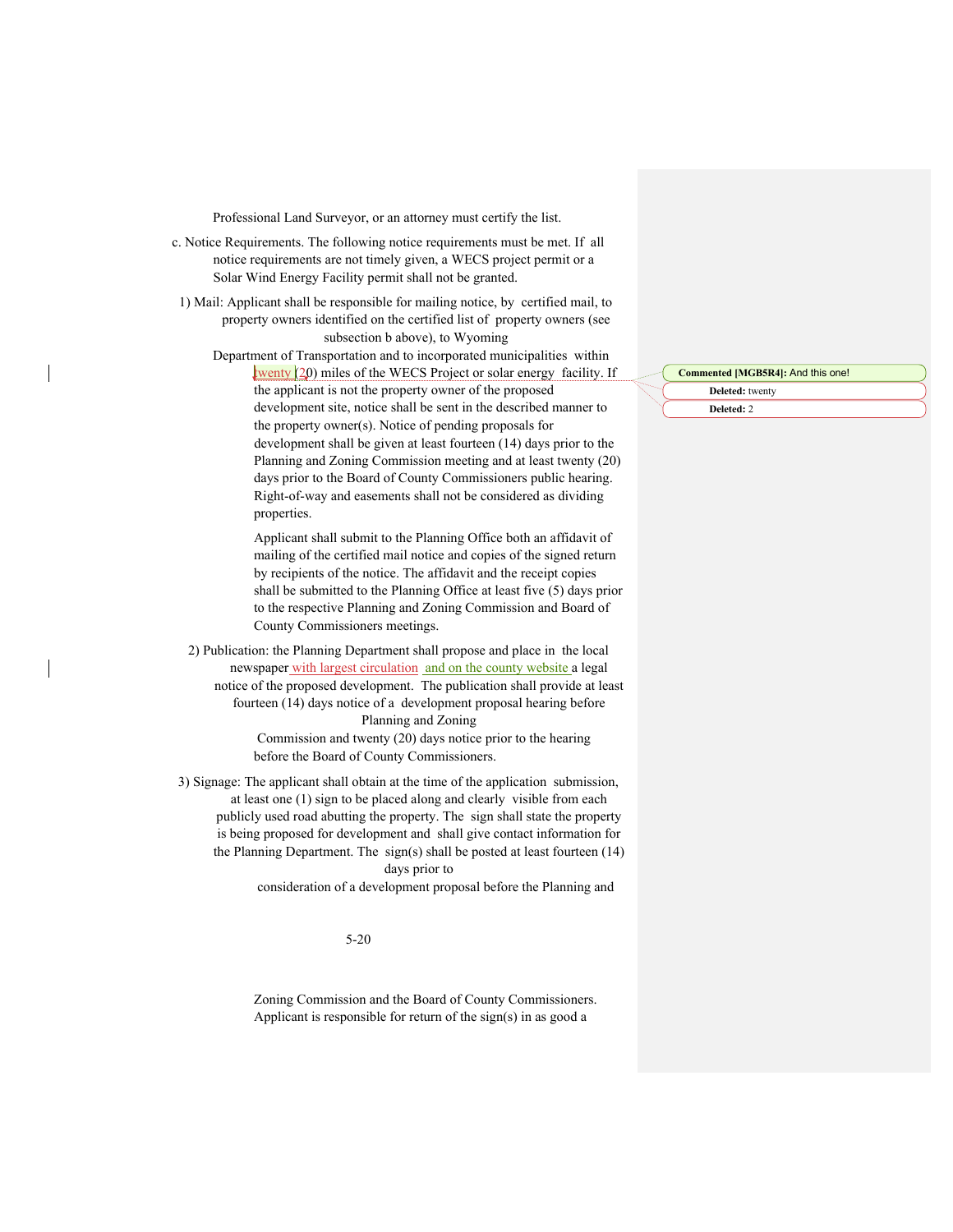Professional Land Surveyor, or an attorney must certify the list.

c. Notice Requirements. The following notice requirements must be met. If all notice requirements are not timely given, a WECS project permit or a Solar Wind Energy Facility permit shall not be granted.

1) Mail: Applicant shall be responsible for mailing notice, by certified mail, to property owners identified on the certified list of property owners (see subsection b above), to Wyoming Department of Transportation and to incorporated municipalities within twenty (20) miles of the WECS Project or solar energy facility. If the applicant is not the property owner of the proposed development site, notice shall be sent in the described manner to the property owner(s). Notice of pending proposals for development shall be given at least fourteen (14) days prior to the Planning and Zoning Commission meeting and at least twenty (20) days prior to the Board of County Commissioners public hearing. Right-of-way and easements shall not be considered as dividing properties.

Applicant shall submit to the Planning Office both an affidavit of mailing of the certified mail notice and copies of the signed return by recipients of the notice. The affidavit and the receipt copies shall be submitted to the Planning Office at least five (5) days prior to the respective Planning and Zoning Commission and Board of County Commissioners meetings.

2) Publication: the Planning Department shall propose and place in the local newspaper with largest circulation and on the county website a legal notice of the proposed development. The publication shall provide at least fourteen (14) days notice of a development proposal hearing before Planning and Zoning Commission and twenty (20) days notice prior to the hearing before the Board of County Commissioners.

3) Signage: The applicant shall obtain at the time of the application submission, at least one (1) sign to be placed along and clearly visible from each publicly used road abutting the property. The sign shall state the property is being proposed for development and shall give contact information for the Planning Department. The sign(s) shall be posted at least fourteen (14) days prior to consideration of a development proposal before the Planning and Zoning Commission and the Board of County Commissioners. Applicant is responsible for return of the sign(s) in as good a

Commented [MGB5R4]: And this one!

Deleted: twenty

Deleted: 2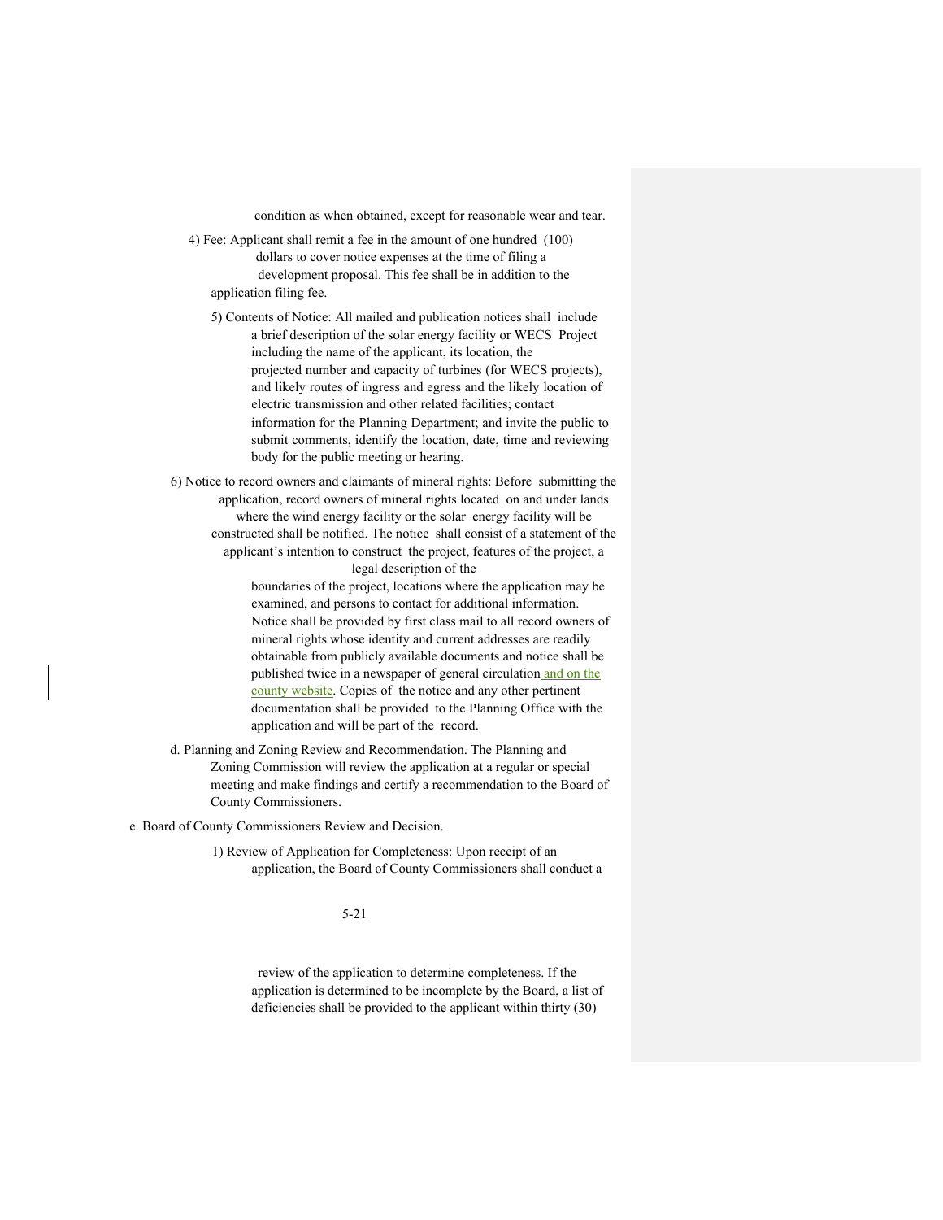condition as when obtained, except for reasonable wear and tear.

4) Fee: Applicant shall remit a fee in the amount of one hundred (100) dollars to cover notice expenses at the time of filing a development proposal. This fee shall be in addition to the application filing fee.

5) Contents of Notice: All mailed and publication notices shall include a brief description of the solar energy facility or WECS Project including the name of the applicant, its location, the projected number and capacity of turbines (for WECS projects), and likely routes of ingress and egress and the likely location of electric transmission and other related facilities; contact information for the Planning Department; and invite the public to submit comments, identify the location, date, time and reviewing body for the public meeting or hearing.

6) Notice to record owners and claimants of mineral rights: Before submitting the application, record owners of mineral rights located on and under lands where the wind energy facility or the solar energy facility will be constructed shall be notified. The notice shall consist of a statement of the applicant's intention to construct the project, features of the project, a legal description of the boundaries of the project, locations where the application may be examined, and persons to contact for additional information. Notice shall be provided by first class mail to all record owners of mineral rights whose identity and current addresses are readily obtainable from publicly available documents and notice shall be published twice in a newspaper of general circulation and on the county website. Copies of the notice and any other pertinent documentation shall be provided to the Planning Office with the application and will be part of the record.

d. Planning and Zoning Review and Recommendation. The Planning and Zoning Commission will review the application at a regular or special meeting and make findings and certify a recommendation to the Board of County Commissioners.

e. Board of County Commissioners Review and Decision.

1) Review of Application for Completeness: Upon receipt of an application, the Board of County Commissioners shall conduct a review of the application to determine completeness. If the application is determined to be incomplete by the Board, a list of deficiencies shall be provided to the applicant within thirty (30)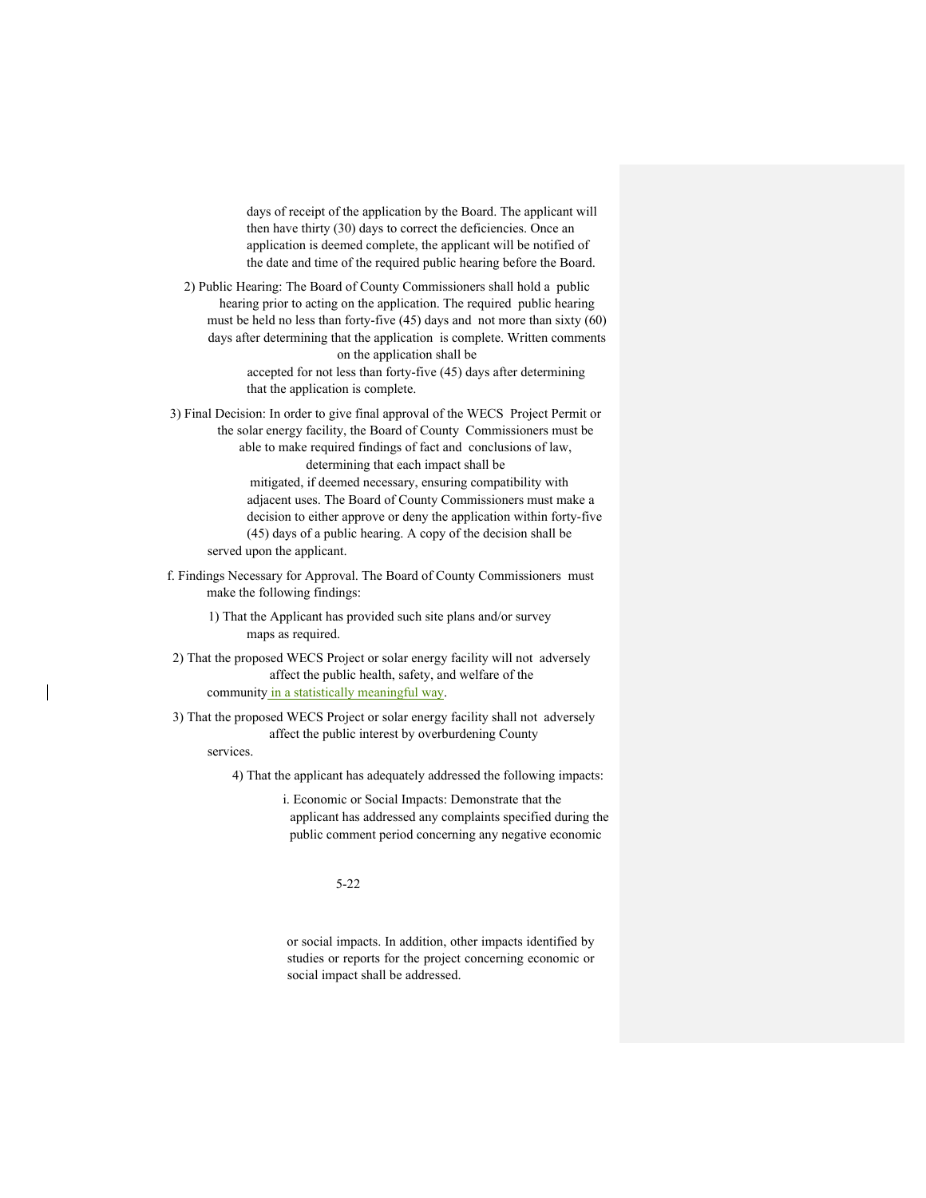days of receipt of the application by the Board. The applicant will then have thirty (30) days to correct the deficiencies. Once an application is deemed complete, the applicant will be notified of the date and time of the required public hearing before the Board.

2) Public Hearing: The Board of County Commissioners shall hold a public hearing prior to acting on the application. The required public hearing must be held no less than forty-five (45) days and not more than sixty (60) days after determining that the application is complete. Written comments on the application shall be accepted for not less than forty-five (45) days after determining that the application is complete.

3) Final Decision: In order to give final approval of the WECS Project Permit or the solar energy facility, the Board of County Commissioners must be able to make required findings of fact and conclusions of law, determining that each impact shall be mitigated, if deemed necessary, ensuring compatibility with adjacent uses. The Board of County Commissioners must make a decision to either approve or deny the application within forty-five (45) days of a public hearing. A copy of the decision shall be served upon the applicant.

f. Findings Necessary for Approval. The Board of County Commissioners must make the following findings:

1) That the Applicant has provided such site plans and/or survey maps as required.

2) That the proposed WECS Project or solar energy facility will not adversely affect the public health, safety, and welfare of the community in a statistically meaningful way.

3) That the proposed WECS Project or solar energy facility shall not adversely affect the public interest by overburdening County services.

4) That the applicant has adequately addressed the following impacts:

i. Economic or Social Impacts: Demonstrate that the applicant has addressed any complaints specified during the public comment period concerning any negative economic or social impacts. In addition, other impacts identified by studies or reports for the project concerning economic or social impact shall be addressed.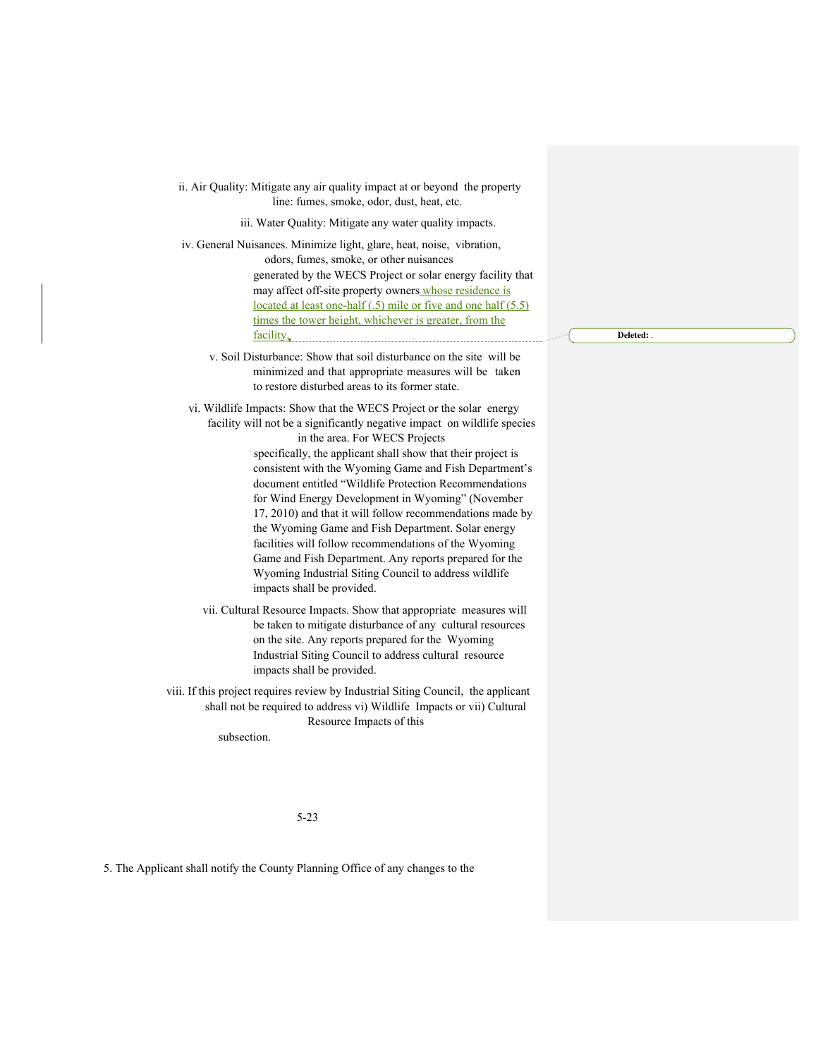ii. Air Quality: Mitigate any air quality impact at or beyond the property line: fumes, smoke, odor, dust, heat, etc.

iii. Water Quality: Mitigate any water quality impacts.

iv. General Nuisances. Minimize light, glare, heat, noise, vibration, odors, fumes, smoke, or other nuisances generated by the WECS Project or solar energy facility that may affect off-site property owners whose residence is located at least one-half (.5) mile or five and one half (5.5) times the tower height, whichever is greater, from the facility.

Deleted: .

v. Soil Disturbance: Show that soil disturbance on the site will be minimized and that appropriate measures will be taken to restore disturbed areas to its former state.

vi. Wildlife Impacts: Show that the WECS Project or the solar energy facility will not be a significantly negative impact on wildlife species in the area. For WECS Projects specifically, the applicant shall show that their project is consistent with the Wyoming Game and Fish Department's document entitled "Wildlife Protection Recommendations for Wind Energy Development in Wyoming" (November 17, 2010) and that it will follow recommendations made by the Wyoming Game and Fish Department. Solar energy facilities will follow recommendations of the Wyoming Game and Fish Department. Any reports prepared for the Wyoming Industrial Siting Council to address wildlife impacts shall be provided.

vii. Cultural Resource Impacts. Show that appropriate measures will be taken to mitigate disturbance of any cultural resources on the site. Any reports prepared for the Wyoming Industrial Siting Council to address cultural resource impacts shall be provided.

viii. If this project requires review by Industrial Siting Council, the applicant shall not be required to address vi) Wildlife Impacts or vii) Cultural Resource Impacts of this subsection.

5. The Applicant shall notify the County Planning Office of any changes to the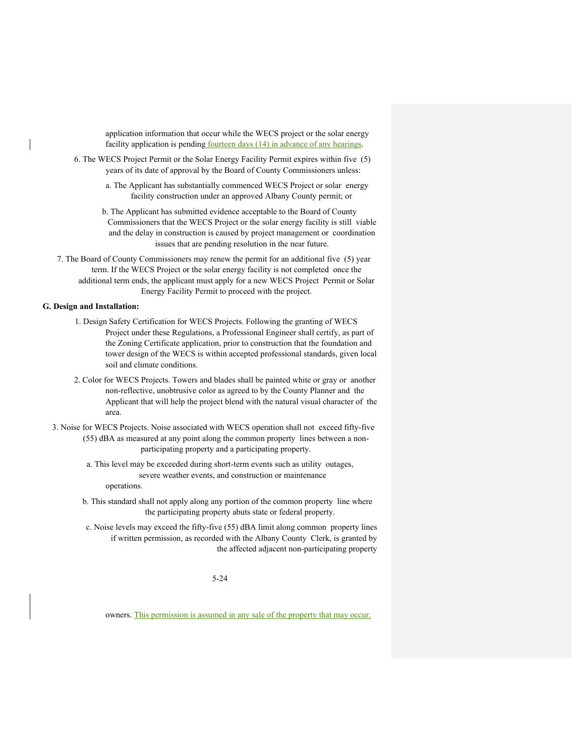application information that occur while the WECS project or the solar energy facility application is pending fourteen days (14) in advance of any hearings.

6. The WECS Project Permit or the Solar Energy Facility Permit expires within five (5) years of its date of approval by the Board of County Commissioners unless:

   a. The Applicant has substantially commenced WECS Project or solar energy facility construction under an approved Albany County permit; or

   b. The Applicant has submitted evidence acceptable to the Board of County Commissioners that the WECS Project or the solar energy facility is still viable and the delay in construction is caused by project management or coordination issues that are pending resolution in the near future.

7. The Board of County Commissioners may renew the permit for an additional five (5) year term. If the WECS Project or the solar energy facility is not completed once the additional term ends, the applicant must apply for a new WECS Project Permit or Solar Energy Facility Permit to proceed with the project.

**G. Design and Installation:**

1. Design Safety Certification for WECS Projects. Following the granting of WECS Project under these Regulations, a Professional Engineer shall certify, as part of the Zoning Certificate application, prior to construction that the foundation and tower design of the WECS is within accepted professional standards, given local soil and climate conditions.

2. Color for WECS Projects. Towers and blades shall be painted white or gray or another non-reflective, unobtrusive color as agreed to by the County Planner and the Applicant that will help the project blend with the natural visual character of the area.

3. Noise for WECS Projects. Noise associated with WECS operation shall not exceed fifty-five (55) dBA as measured at any point along the common property lines between a non-participating property and a participating property.

   a. This level may be exceeded during short-term events such as utility outages, severe weather events, and construction or maintenance operations.

   b. This standard shall not apply along any portion of the common property line where the participating property abuts state or federal property.

   c. Noise levels may exceed the fifty-five (55) dBA limit along common property lines if written permission, as recorded with the Albany County Clerk, is granted by the affected adjacent non-participating property owners. This permission is assumed in any sale of the property that may occur.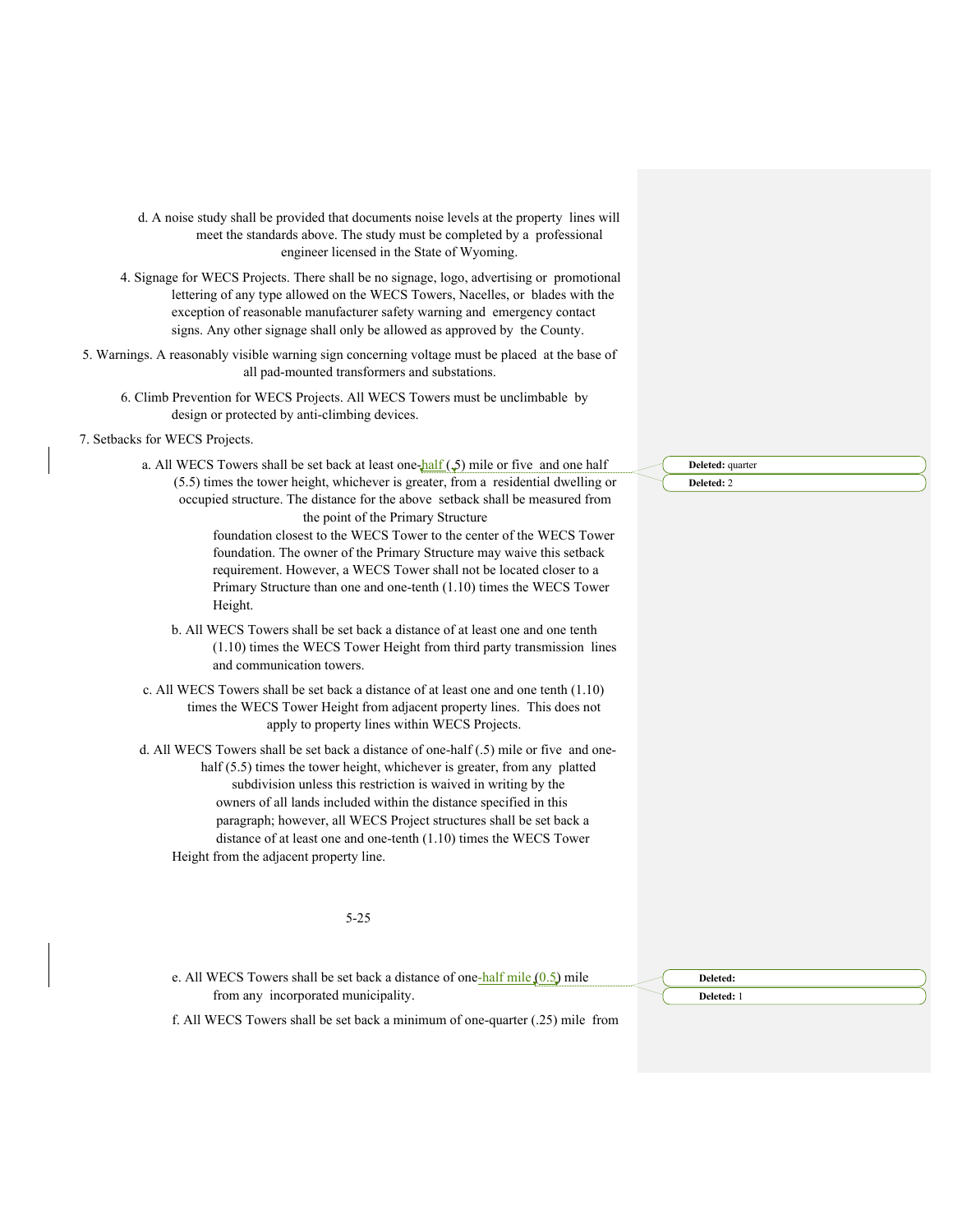d. A noise study shall be provided that documents noise levels at the property lines will meet the standards above. The study must be completed by a professional engineer licensed in the State of Wyoming.

4. Signage for WECS Projects. There shall be no signage, logo, advertising or promotional lettering of any type allowed on the WECS Towers, Nacelles, or blades with the exception of reasonable manufacturer safety warning and emergency contact signs. Any other signage shall only be allowed as approved by the County.

5. Warnings. A reasonably visible warning sign concerning voltage must be placed at the base of all pad-mounted transformers and substations.

6. Climb Prevention for WECS Projects. All WECS Towers must be unclimbable by design or protected by anti-climbing devices.

7. Setbacks for WECS Projects.

a. All WECS Towers shall be set back at least one-half (.5) mile or five and one half (5.5) times the tower height, whichever is greater, from a residential dwelling or occupied structure. The distance for the above setback shall be measured from the point of the Primary Structure foundation closest to the WECS Tower to the center of the WECS Tower foundation. The owner of the Primary Structure may waive this setback requirement. However, a WECS Tower shall not be located closer to a Primary Structure than one and one-tenth (1.10) times the WECS Tower Height.

b. All WECS Towers shall be set back a distance of at least one and one tenth (1.10) times the WECS Tower Height from third party transmission lines and communication towers.

c. All WECS Towers shall be set back a distance of at least one and one tenth (1.10) times the WECS Tower Height from adjacent property lines. This does not apply to property lines within WECS Projects.

d. All WECS Towers shall be set back a distance of one-half (.5) mile or five and one-half (5.5) times the tower height, whichever is greater, from any platted subdivision unless this restriction is waived in writing by the owners of all lands included within the distance specified in this paragraph; however, all WECS Project structures shall be set back a distance of at least one and one-tenth (1.10) times the WECS Tower Height from the adjacent property line.

e. All WECS Towers shall be set back a distance of one-half mile (0.5) mile from any incorporated municipality.

f. All WECS Towers shall be set back a minimum of one-quarter (.25) mile from

Deleted: quarter

Deleted: 2

Deleted:

Deleted: 1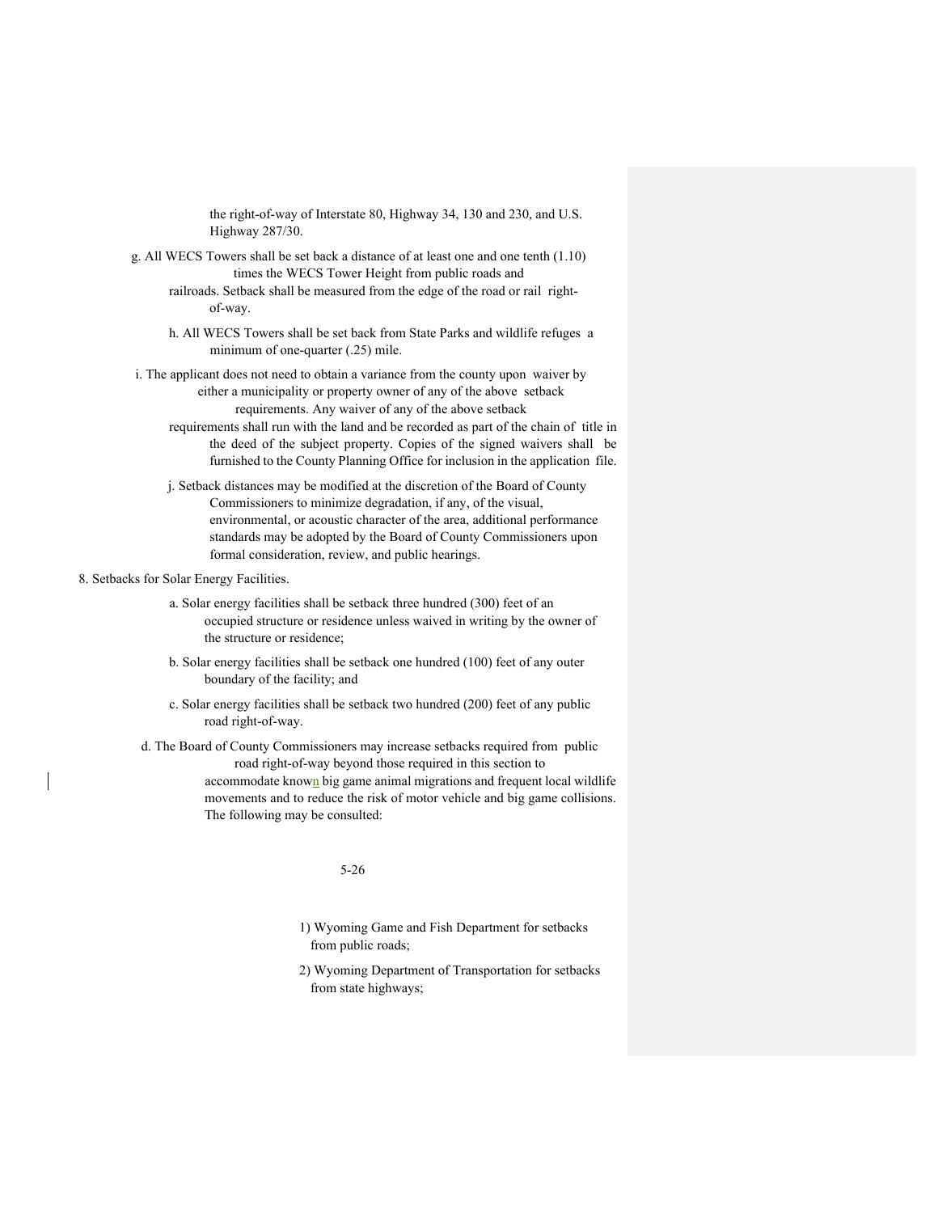the right-of-way of Interstate 80, Highway 34, 130 and 230, and U.S. Highway 287/30.

g. All WECS Towers shall be set back a distance of at least one and one tenth (1.10) times the WECS Tower Height from public roads and railroads. Setback shall be measured from the edge of the road or rail right-of-way.

h. All WECS Towers shall be set back from State Parks and wildlife refuges a minimum of one-quarter (.25) mile.

i. The applicant does not need to obtain a variance from the county upon waiver by either a municipality or property owner of any of the above setback requirements. Any waiver of any of the above setback requirements shall run with the land and be recorded as part of the chain of title in the deed of the subject property. Copies of the signed waivers shall be furnished to the County Planning Office for inclusion in the application file.

j. Setback distances may be modified at the discretion of the Board of County Commissioners to minimize degradation, if any, of the visual, environmental, or acoustic character of the area, additional performance standards may be adopted by the Board of County Commissioners upon formal consideration, review, and public hearings.

8. Setbacks for Solar Energy Facilities.

a. Solar energy facilities shall be setback three hundred (300) feet of an occupied structure or residence unless waived in writing by the owner of the structure or residence;

b. Solar energy facilities shall be setback one hundred (100) feet of any outer boundary of the facility; and

c. Solar energy facilities shall be setback two hundred (200) feet of any public road right-of-way.

d. The Board of County Commissioners may increase setbacks required from public road right-of-way beyond those required in this section to accommodate known big game animal migrations and frequent local wildlife movements and to reduce the risk of motor vehicle and big game collisions. The following may be consulted:

1) Wyoming Game and Fish Department for setbacks from public roads;

2) Wyoming Department of Transportation for setbacks from state highways;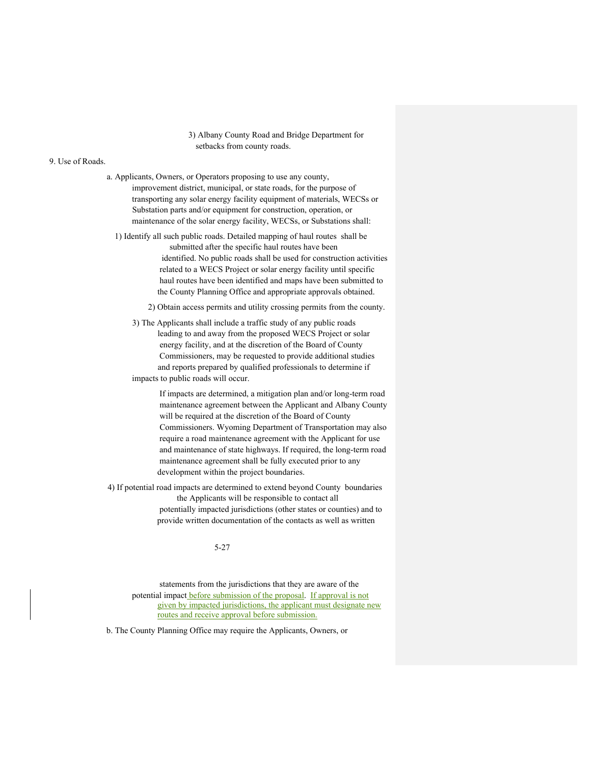3) Albany County Road and Bridge Department for setbacks from county roads.

9. Use of Roads.

a. Applicants, Owners, or Operators proposing to use any county, improvement district, municipal, or state roads, for the purpose of transporting any solar energy facility equipment of materials, WECSs or Substation parts and/or equipment for construction, operation, or maintenance of the solar energy facility, WECSs, or Substations shall:

1) Identify all such public roads. Detailed mapping of haul routes shall be submitted after the specific haul routes have been identified. No public roads shall be used for construction activities related to a WECS Project or solar energy facility until specific haul routes have been identified and maps have been submitted to the County Planning Office and appropriate approvals obtained.

2) Obtain access permits and utility crossing permits from the county.

3) The Applicants shall include a traffic study of any public roads leading to and away from the proposed WECS Project or solar energy facility, and at the discretion of the Board of County Commissioners, may be requested to provide additional studies and reports prepared by qualified professionals to determine if impacts to public roads will occur.

If impacts are determined, a mitigation plan and/or long-term road maintenance agreement between the Applicant and Albany County will be required at the discretion of the Board of County Commissioners. Wyoming Department of Transportation may also require a road maintenance agreement with the Applicant for use and maintenance of state highways. If required, the long-term road maintenance agreement shall be fully executed prior to any development within the project boundaries.

4) If potential road impacts are determined to extend beyond County boundaries the Applicants will be responsible to contact all potentially impacted jurisdictions (other states or counties) and to provide written documentation of the contacts as well as written statements from the jurisdictions that they are aware of the potential impact before submission of the proposal. If approval is not given by impacted jurisdictions, the applicant must designate new routes and receive approval before submission.

b. The County Planning Office may require the Applicants, Owners, or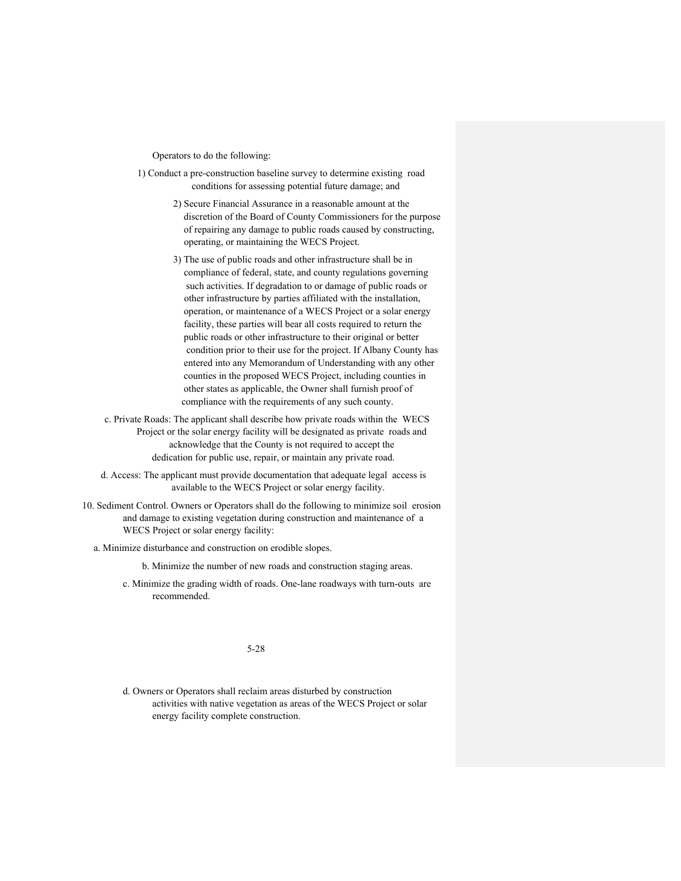Operators to do the following:

1) Conduct a pre-construction baseline survey to determine existing road conditions for assessing potential future damage; and

2) Secure Financial Assurance in a reasonable amount at the discretion of the Board of County Commissioners for the purpose of repairing any damage to public roads caused by constructing, operating, or maintaining the WECS Project.

3) The use of public roads and other infrastructure shall be in compliance of federal, state, and county regulations governing such activities. If degradation to or damage of public roads or other infrastructure by parties affiliated with the installation, operation, or maintenance of a WECS Project or a solar energy facility, these parties will bear all costs required to return the public roads or other infrastructure to their original or better condition prior to their use for the project. If Albany County has entered into any Memorandum of Understanding with any other counties in the proposed WECS Project, including counties in other states as applicable, the Owner shall furnish proof of compliance with the requirements of any such county.

c. Private Roads: The applicant shall describe how private roads within the WECS Project or the solar energy facility will be designated as private roads and acknowledge that the County is not required to accept the dedication for public use, repair, or maintain any private road.

d. Access: The applicant must provide documentation that adequate legal access is available to the WECS Project or solar energy facility.

10. Sediment Control. Owners or Operators shall do the following to minimize soil erosion and damage to existing vegetation during construction and maintenance of a WECS Project or solar energy facility:

a. Minimize disturbance and construction on erodible slopes.

b. Minimize the number of new roads and construction staging areas.

c. Minimize the grading width of roads. One-lane roadways with turn-outs are recommended.

d. Owners or Operators shall reclaim areas disturbed by construction activities with native vegetation as areas of the WECS Project or solar energy facility complete construction.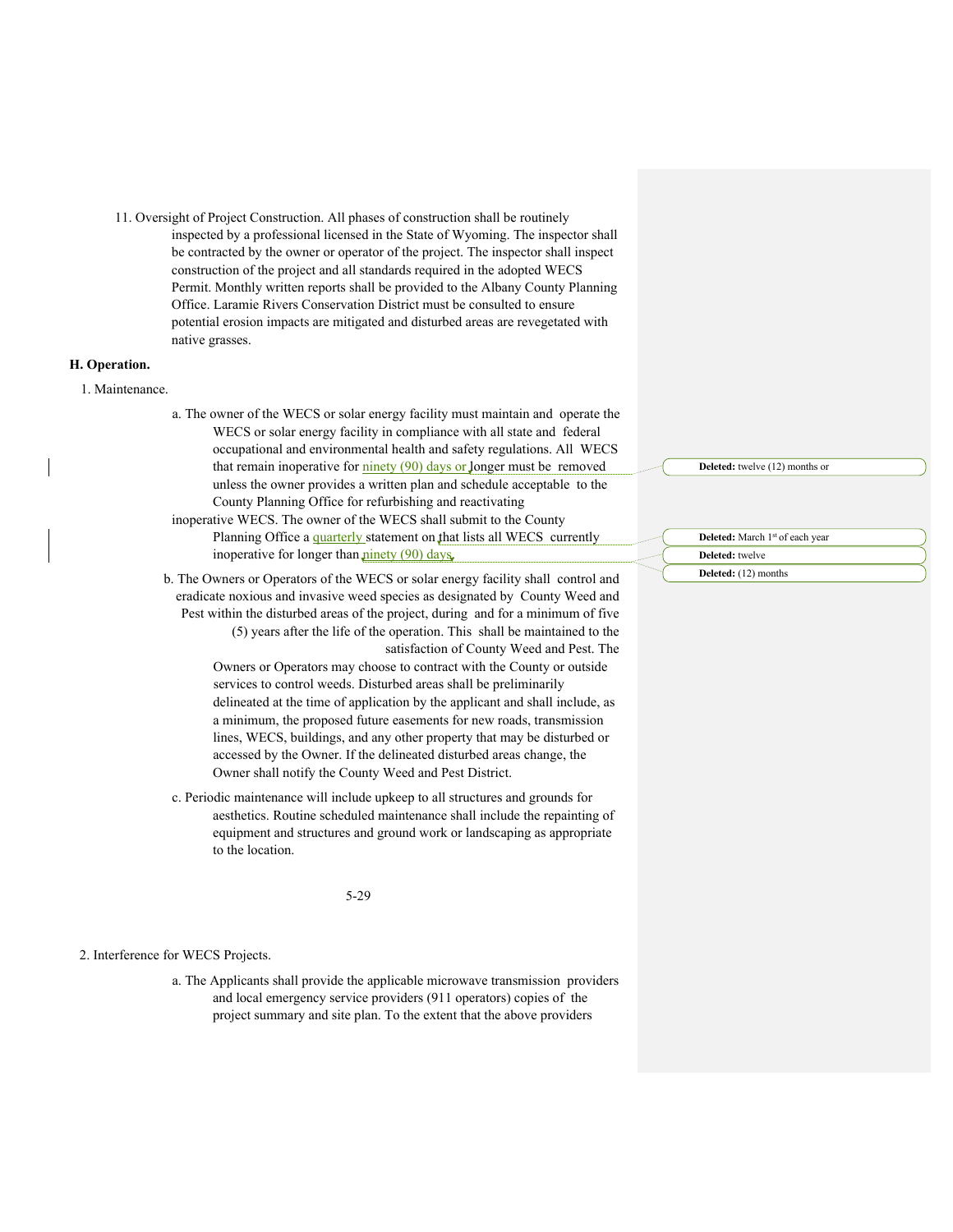11. Oversight of Project Construction. All phases of construction shall be routinely inspected by a professional licensed in the State of Wyoming. The inspector shall be contracted by the owner or operator of the project. The inspector shall inspect construction of the project and all standards required in the adopted WECS Permit. Monthly written reports shall be provided to the Albany County Planning Office. Laramie Rivers Conservation District must be consulted to ensure potential erosion impacts are mitigated and disturbed areas are revegetated with native grasses.

**H. Operation.**

1. Maintenance.

a. The owner of the WECS or solar energy facility must maintain and operate the WECS or solar energy facility in compliance with all state and federal occupational and environmental health and safety regulations. All WECS that remain inoperative for ninety (90) days or longer must be removed unless the owner provides a written plan and schedule acceptable to the County Planning Office for refurbishing and reactivating inoperative WECS. The owner of the WECS shall submit to the County Planning Office a quarterly statement on that lists all WECS currently inoperative for longer than ninety (90) days.

b. The Owners or Operators of the WECS or solar energy facility shall control and eradicate noxious and invasive weed species as designated by County Weed and Pest within the disturbed areas of the project, during and for a minimum of five (5) years after the life of the operation. This shall be maintained to the satisfaction of County Weed and Pest. The Owners or Operators may choose to contract with the County or outside services to control weeds. Disturbed areas shall be preliminarily delineated at the time of application by the applicant and shall include, as a minimum, the proposed future easements for new roads, transmission lines, WECS, buildings, and any other property that may be disturbed or accessed by the Owner. If the delineated disturbed areas change, the Owner shall notify the County Weed and Pest District.

c. Periodic maintenance will include upkeep to all structures and grounds for aesthetics. Routine scheduled maintenance shall include the repainting of equipment and structures and ground work or landscaping as appropriate to the location.

2. Interference for WECS Projects.

a. The Applicants shall provide the applicable microwave transmission providers and local emergency service providers (911 operators) copies of the project summary and site plan. To the extent that the above providers

Deleted: twelve (12) months or

Deleted: March 1st of each year

Deleted: twelve

Deleted: (12) months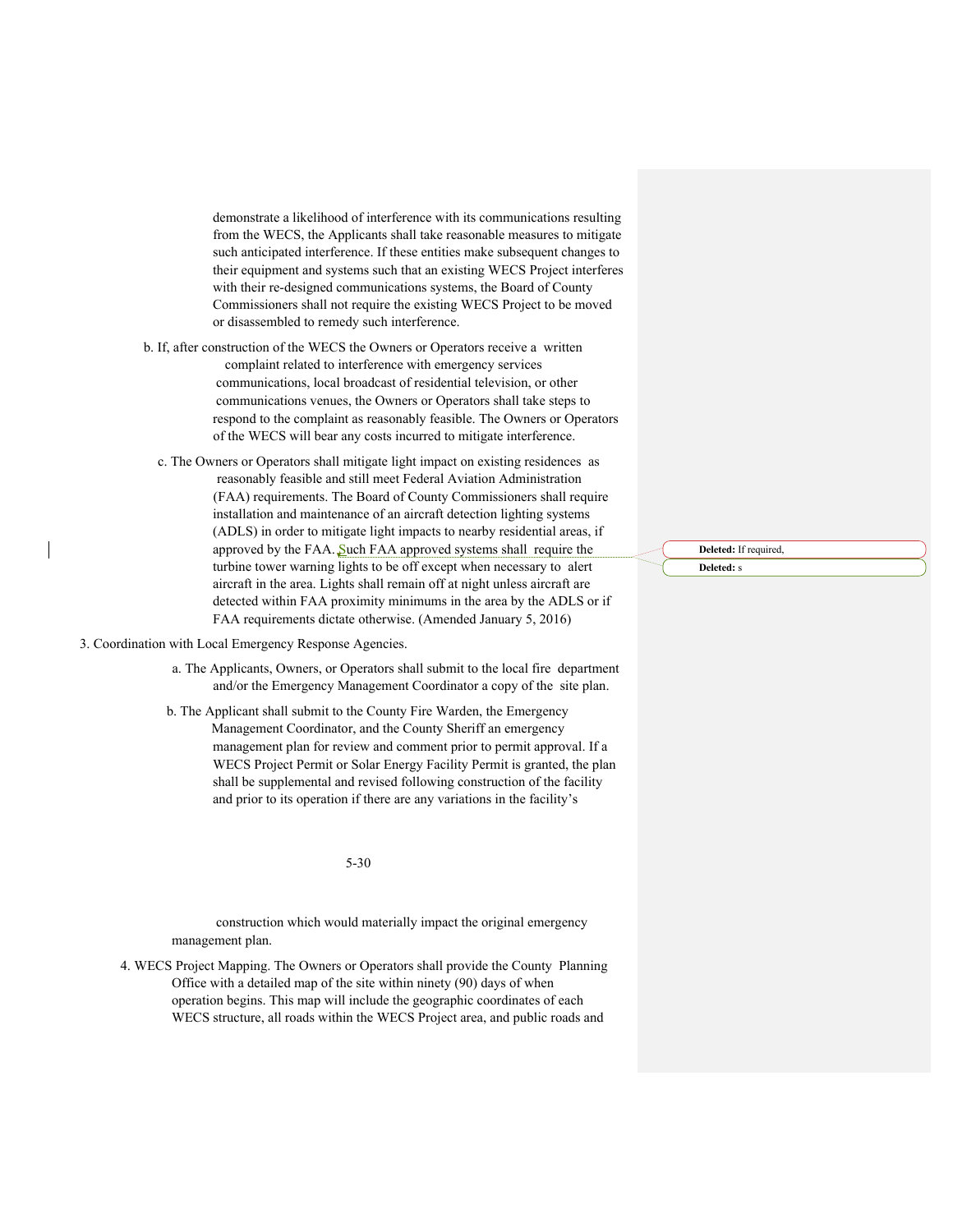demonstrate a likelihood of interference with its communications resulting from the WECS, the Applicants shall take reasonable measures to mitigate such anticipated interference. If these entities make subsequent changes to their equipment and systems such that an existing WECS Project interferes with their re-designed communications systems, the Board of County Commissioners shall not require the existing WECS Project to be moved or disassembled to remedy such interference.

b. If, after construction of the WECS the Owners or Operators receive a written complaint related to interference with emergency services communications, local broadcast of residential television, or other communications venues, the Owners or Operators shall take steps to respond to the complaint as reasonably feasible. The Owners or Operators of the WECS will bear any costs incurred to mitigate interference.

c. The Owners or Operators shall mitigate light impact on existing residences as reasonably feasible and still meet Federal Aviation Administration (FAA) requirements. The Board of County Commissioners shall require installation and maintenance of an aircraft detection lighting systems (ADLS) in order to mitigate light impacts to nearby residential areas, if approved by the FAA. Such FAA approved systems shall require the turbine tower warning lights to be off except when necessary to alert aircraft in the area. Lights shall remain off at night unless aircraft are detected within FAA proximity minimums in the area by the ADLS or if FAA requirements dictate otherwise. (Amended January 5, 2016)

3. Coordination with Local Emergency Response Agencies.

a. The Applicants, Owners, or Operators shall submit to the local fire department and/or the Emergency Management Coordinator a copy of the site plan.

b. The Applicant shall submit to the County Fire Warden, the Emergency Management Coordinator, and the County Sheriff an emergency management plan for review and comment prior to permit approval. If a WECS Project Permit or Solar Energy Facility Permit is granted, the plan shall be supplemental and revised following construction of the facility and prior to its operation if there are any variations in the facility's construction which would materially impact the original emergency management plan.

4. WECS Project Mapping. The Owners or Operators shall provide the County Planning Office with a detailed map of the site within ninety (90) days of when operation begins. This map will include the geographic coordinates of each WECS structure, all roads within the WECS Project area, and public roads and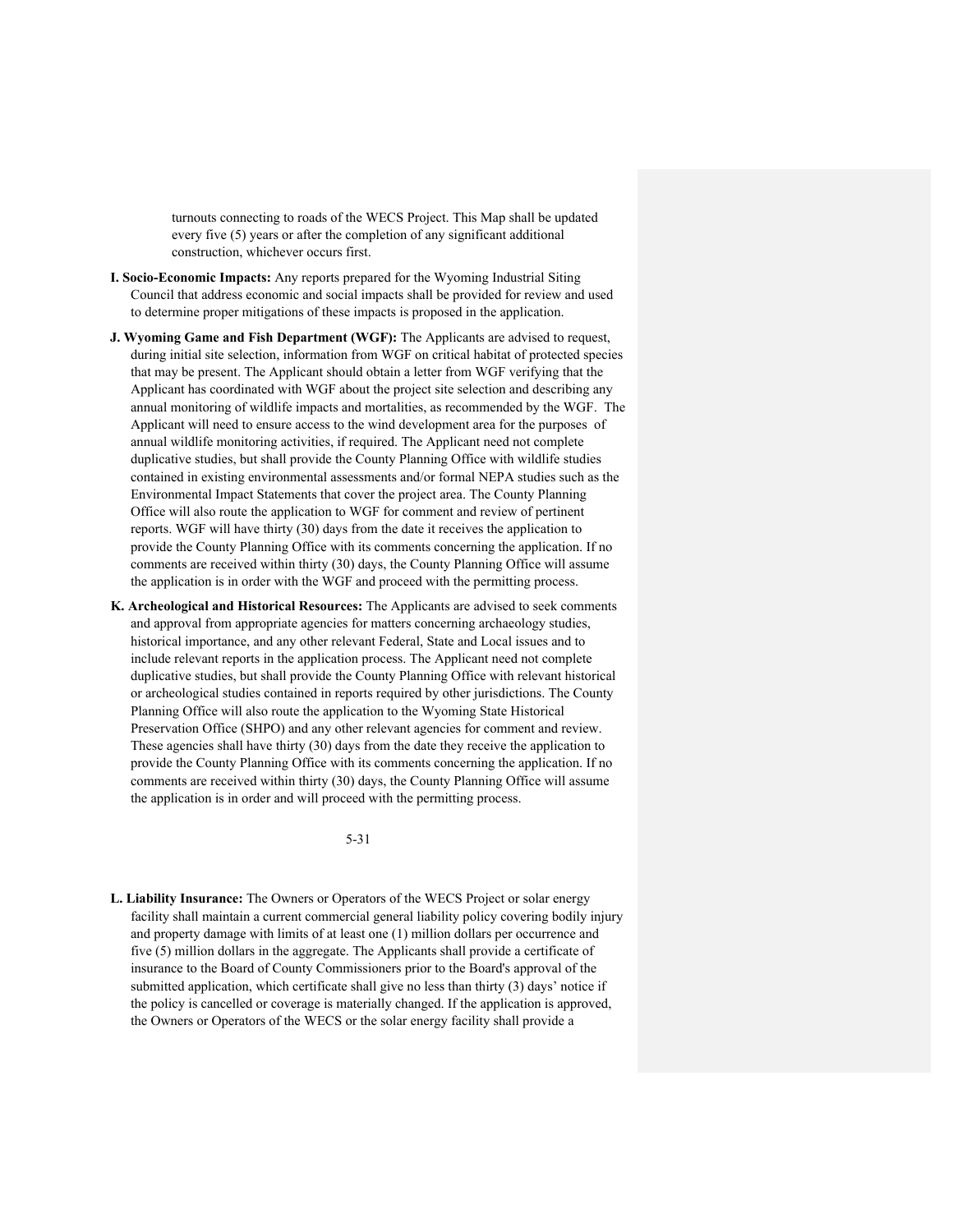turnouts connecting to roads of the WECS Project. This Map shall be updated every five (5) years or after the completion of any significant additional construction, whichever occurs first.

**I. Socio-Economic Impacts:** Any reports prepared for the Wyoming Industrial Siting Council that address economic and social impacts shall be provided for review and used to determine proper mitigations of these impacts is proposed in the application.

**J. Wyoming Game and Fish Department (WGF):** The Applicants are advised to request, during initial site selection, information from WGF on critical habitat of protected species that may be present. The Applicant should obtain a letter from WGF verifying that the Applicant has coordinated with WGF about the project site selection and describing any annual monitoring of wildlife impacts and mortalities, as recommended by the WGF. The Applicant will need to ensure access to the wind development area for the purposes of annual wildlife monitoring activities, if required. The Applicant need not complete duplicative studies, but shall provide the County Planning Office with wildlife studies contained in existing environmental assessments and/or formal NEPA studies such as the Environmental Impact Statements that cover the project area. The County Planning Office will also route the application to WGF for comment and review of pertinent reports. WGF will have thirty (30) days from the date it receives the application to provide the County Planning Office with its comments concerning the application. If no comments are received within thirty (30) days, the County Planning Office will assume the application is in order with the WGF and proceed with the permitting process.

**K. Archeological and Historical Resources:** The Applicants are advised to seek comments and approval from appropriate agencies for matters concerning archaeology studies, historical importance, and any other relevant Federal, State and Local issues and to include relevant reports in the application process. The Applicant need not complete duplicative studies, but shall provide the County Planning Office with relevant historical or archeological studies contained in reports required by other jurisdictions. The County Planning Office will also route the application to the Wyoming State Historical Preservation Office (SHPO) and any other relevant agencies for comment and review. These agencies shall have thirty (30) days from the date they receive the application to provide the County Planning Office with its comments concerning the application. If no comments are received within thirty (30) days, the County Planning Office will assume the application is in order and will proceed with the permitting process.

**L. Liability Insurance:** The Owners or Operators of the WECS Project or solar energy facility shall maintain a current commercial general liability policy covering bodily injury and property damage with limits of at least one (1) million dollars per occurrence and five (5) million dollars in the aggregate. The Applicants shall provide a certificate of insurance to the Board of County Commissioners prior to the Board's approval of the submitted application, which certificate shall give no less than thirty (3) days' notice if the policy is cancelled or coverage is materially changed. If the application is approved, the Owners or Operators of the WECS or the solar energy facility shall provide a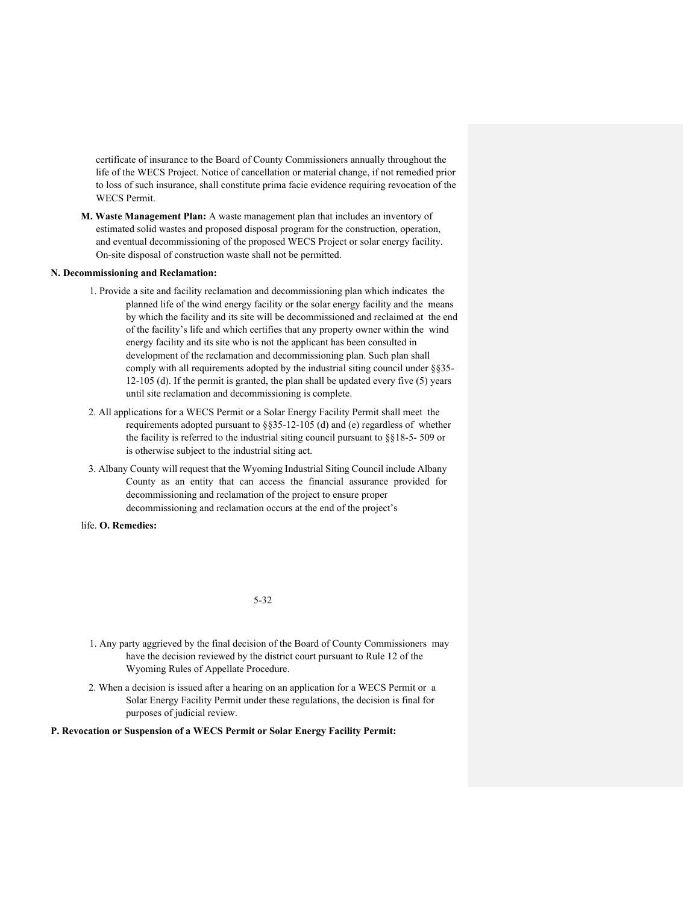certificate of insurance to the Board of County Commissioners annually throughout the life of the WECS Project. Notice of cancellation or material change, if not remedied prior to loss of such insurance, shall constitute prima facie evidence requiring revocation of the WECS Permit.

**M. Waste Management Plan:** A waste management plan that includes an inventory of estimated solid wastes and proposed disposal program for the construction, operation, and eventual decommissioning of the proposed WECS Project or solar energy facility. On-site disposal of construction waste shall not be permitted.

**N. Decommissioning and Reclamation:**

1. Provide a site and facility reclamation and decommissioning plan which indicates the planned life of the wind energy facility or the solar energy facility and the means by which the facility and its site will be decommissioned and reclaimed at the end of the facility's life and which certifies that any property owner within the wind energy facility and its site who is not the applicant has been consulted in development of the reclamation and decommissioning plan. Such plan shall comply with all requirements adopted by the industrial siting council under §§35-12-105 (d). If the permit is granted, the plan shall be updated every five (5) years until site reclamation and decommissioning is complete.
2. All applications for a WECS Permit or a Solar Energy Facility Permit shall meet the requirements adopted pursuant to §§35-12-105 (d) and (e) regardless of whether the facility is referred to the industrial siting council pursuant to §§18-5- 509 or is otherwise subject to the industrial siting act.
3. Albany County will request that the Wyoming Industrial Siting Council include Albany County as an entity that can access the financial assurance provided for decommissioning and reclamation of the project to ensure proper decommissioning and reclamation occurs at the end of the project's life.

**O. Remedies:**

1. Any party aggrieved by the final decision of the Board of County Commissioners may have the decision reviewed by the district court pursuant to Rule 12 of the Wyoming Rules of Appellate Procedure.
2. When a decision is issued after a hearing on an application for a WECS Permit or a Solar Energy Facility Permit under these regulations, the decision is final for purposes of judicial review.

**P. Revocation or Suspension of a WECS Permit or Solar Energy Facility Permit:**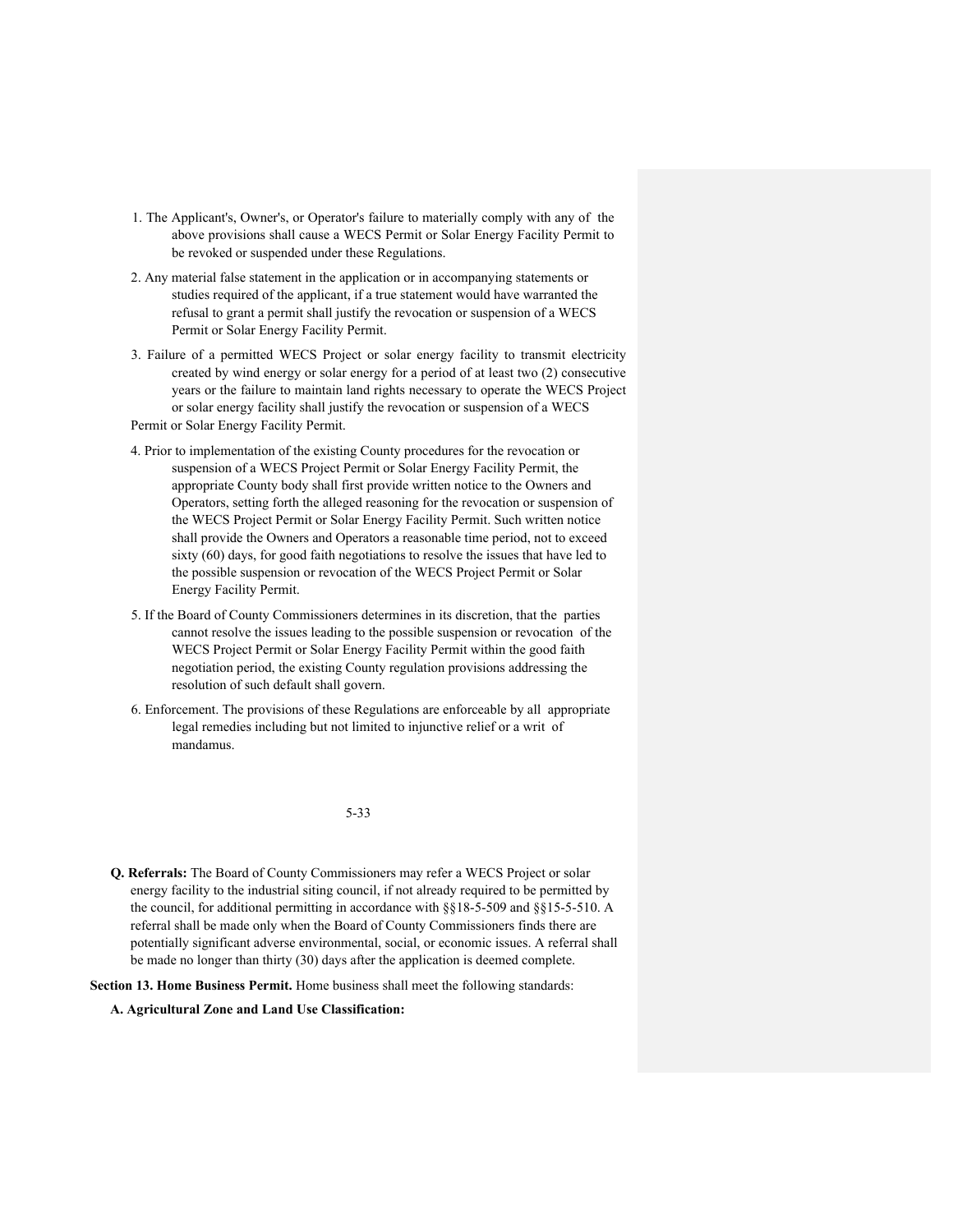1. The Applicant's, Owner's, or Operator's failure to materially comply with any of the above provisions shall cause a WECS Permit or Solar Energy Facility Permit to be revoked or suspended under these Regulations.
2. Any material false statement in the application or in accompanying statements or studies required of the applicant, if a true statement would have warranted the refusal to grant a permit shall justify the revocation or suspension of a WECS Permit or Solar Energy Facility Permit.
3. Failure of a permitted WECS Project or solar energy facility to transmit electricity created by wind energy or solar energy for a period of at least two (2) consecutive years or the failure to maintain land rights necessary to operate the WECS Project or solar energy facility shall justify the revocation or suspension of a WECS Permit or Solar Energy Facility Permit.
4. Prior to implementation of the existing County procedures for the revocation or suspension of a WECS Project Permit or Solar Energy Facility Permit, the appropriate County body shall first provide written notice to the Owners and Operators, setting forth the alleged reasoning for the revocation or suspension of the WECS Project Permit or Solar Energy Facility Permit. Such written notice shall provide the Owners and Operators a reasonable time period, not to exceed sixty (60) days, for good faith negotiations to resolve the issues that have led to the possible suspension or revocation of the WECS Project Permit or Solar Energy Facility Permit.
5. If the Board of County Commissioners determines in its discretion, that the parties cannot resolve the issues leading to the possible suspension or revocation of the WECS Project Permit or Solar Energy Facility Permit within the good faith negotiation period, the existing County regulation provisions addressing the resolution of such default shall govern.
6. Enforcement. The provisions of these Regulations are enforceable by all appropriate legal remedies including but not limited to injunctive relief or a writ of mandamus.

**Q. Referrals:** The Board of County Commissioners may refer a WECS Project or solar energy facility to the industrial siting council, if not already required to be permitted by the council, for additional permitting in accordance with §§18-5-509 and §§15-5-510. A referral shall be made only when the Board of County Commissioners finds there are potentially significant adverse environmental, social, or economic issues. A referral shall be made no longer than thirty (30) days after the application is deemed complete.

**Section 13. Home Business Permit.** Home business shall meet the following standards:

**A. Agricultural Zone and Land Use Classification:**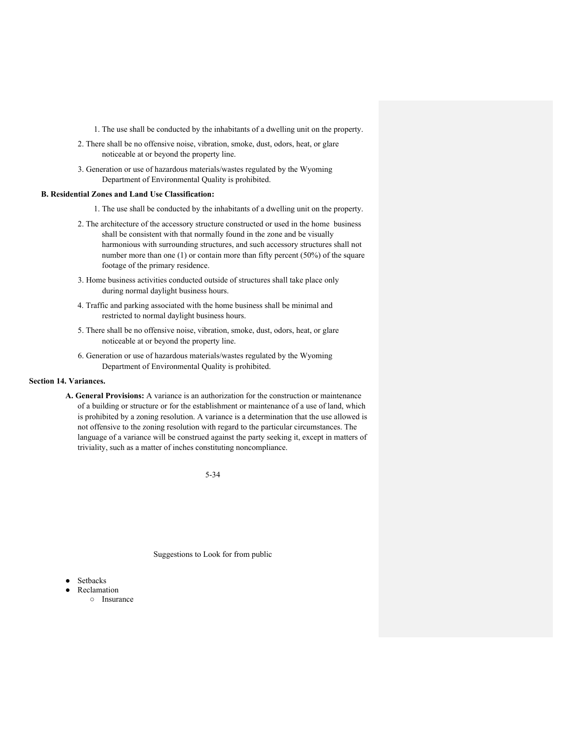1. The use shall be conducted by the inhabitants of a dwelling unit on the property.
2. There shall be no offensive noise, vibration, smoke, dust, odors, heat, or glare noticeable at or beyond the property line.
3. Generation or use of hazardous materials/wastes regulated by the Wyoming Department of Environmental Quality is prohibited.

**B. Residential Zones and Land Use Classification:**

1. The use shall be conducted by the inhabitants of a dwelling unit on the property.
2. The architecture of the accessory structure constructed or used in the home business shall be consistent with that normally found in the zone and be visually harmonious with surrounding structures, and such accessory structures shall not number more than one (1) or contain more than fifty percent (50%) of the square footage of the primary residence.
3. Home business activities conducted outside of structures shall take place only during normal daylight business hours.
4. Traffic and parking associated with the home business shall be minimal and restricted to normal daylight business hours.
5. There shall be no offensive noise, vibration, smoke, dust, odors, heat, or glare noticeable at or beyond the property line.
6. Generation or use of hazardous materials/wastes regulated by the Wyoming Department of Environmental Quality is prohibited.

**Section 14. Variances.**

**A. General Provisions:** A variance is an authorization for the construction or maintenance of a building or structure or for the establishment or maintenance of a use of land, which is prohibited by a zoning resolution. A variance is a determination that the use allowed is not offensive to the zoning resolution with regard to the particular circumstances. The language of a variance will be construed against the party seeking it, except in matters of triviality, such as a matter of inches constituting noncompliance.

Suggestions to Look for from public

- Setbacks
- Reclamation
  - Insurance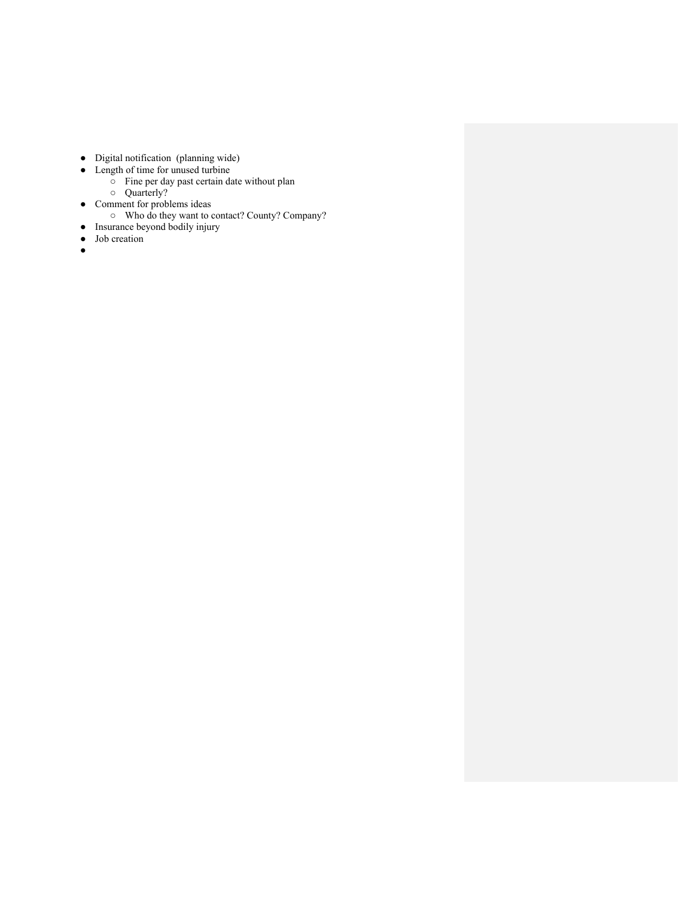- Digital notification  (planning wide)
- Length of time for unused turbine
    - Fine per day past certain date without plan
    - Quarterly?
- Comment for problems ideas
    - Who do they want to contact? County? Company?
- Insurance beyond bodily injury
- Job creation
-